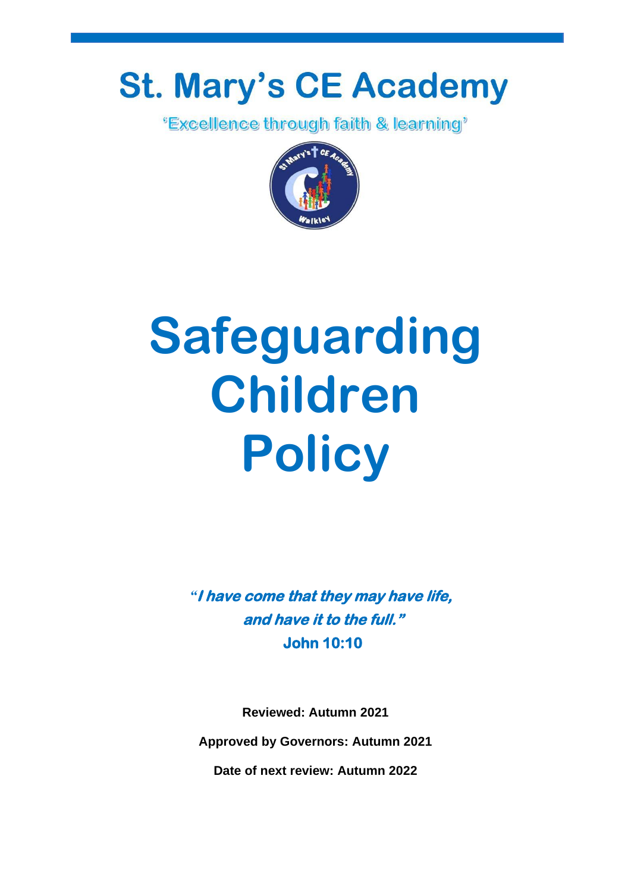# St. Mary's CE Academy

'Excellence through faith & learning'

# Safeguarding Children Policy

***"I have come that they may have life, and have it to the full."***

**John 10:10**

**Reviewed: Autumn 2021**

**Approved by Governors: Autumn 2021**

**Date of next review: Autumn 2022**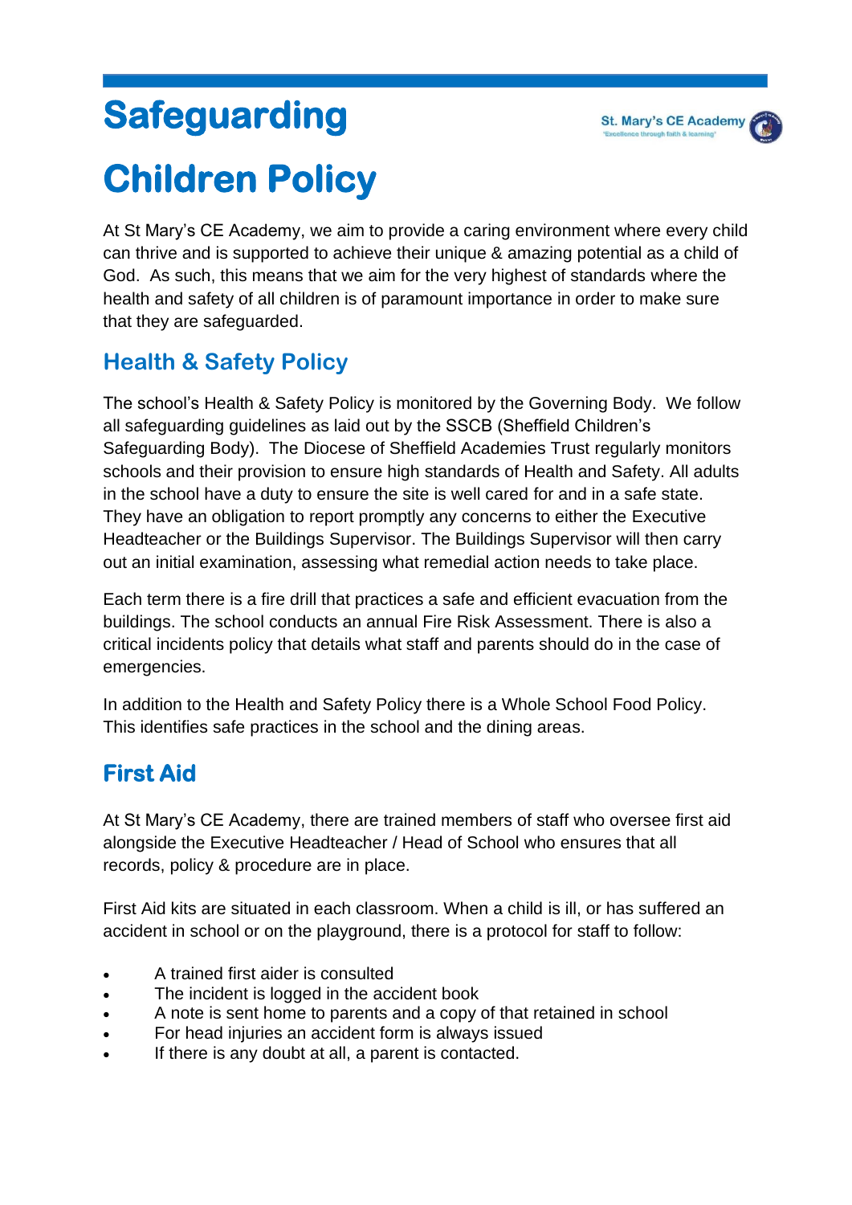# Safeguarding Children Policy

At St Mary's CE Academy, we aim to provide a caring environment where every child can thrive and is supported to achieve their unique & amazing potential as a child of God. As such, this means that we aim for the very highest of standards where the health and safety of all children is of paramount importance in order to make sure that they are safeguarded.

## Health & Safety Policy

The school's Health & Safety Policy is monitored by the Governing Body. We follow all safeguarding guidelines as laid out by the SSCB (Sheffield Children's Safeguarding Body). The Diocese of Sheffield Academies Trust regularly monitors schools and their provision to ensure high standards of Health and Safety. All adults in the school have a duty to ensure the site is well cared for and in a safe state. They have an obligation to report promptly any concerns to either the Executive Headteacher or the Buildings Supervisor. The Buildings Supervisor will then carry out an initial examination, assessing what remedial action needs to take place.

Each term there is a fire drill that practices a safe and efficient evacuation from the buildings. The school conducts an annual Fire Risk Assessment. There is also a critical incidents policy that details what staff and parents should do in the case of emergencies.

In addition to the Health and Safety Policy there is a Whole School Food Policy. This identifies safe practices in the school and the dining areas.

## First Aid

At St Mary's CE Academy, there are trained members of staff who oversee first aid alongside the Executive Headteacher / Head of School who ensures that all records, policy & procedure are in place.

First Aid kits are situated in each classroom. When a child is ill, or has suffered an accident in school or on the playground, there is a protocol for staff to follow:

- A trained first aider is consulted
- The incident is logged in the accident book
- A note is sent home to parents and a copy of that retained in school
- For head injuries an accident form is always issued
- If there is any doubt at all, a parent is contacted.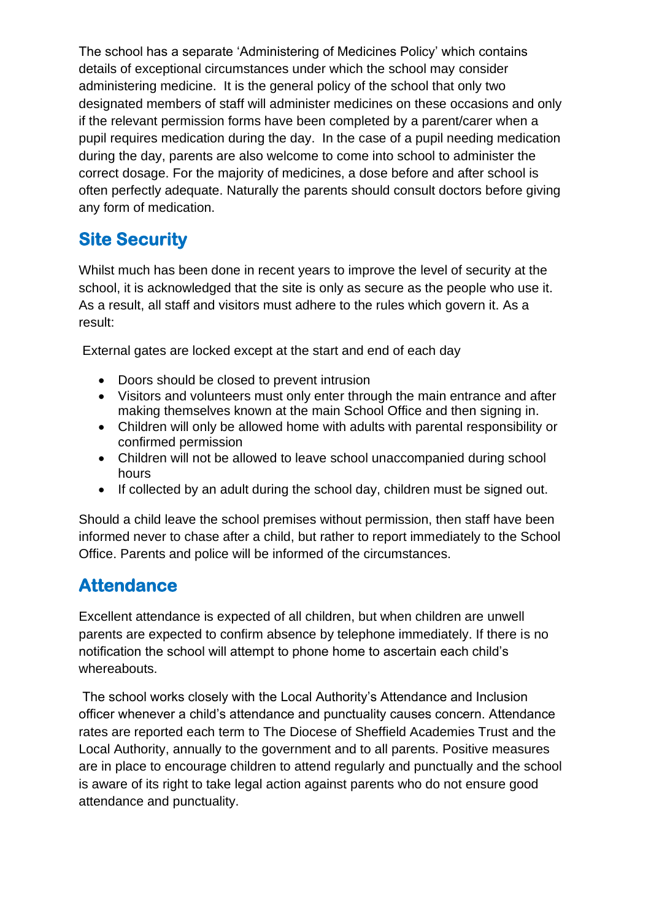The school has a separate 'Administering of Medicines Policy' which contains details of exceptional circumstances under which the school may consider administering medicine. It is the general policy of the school that only two designated members of staff will administer medicines on these occasions and only if the relevant permission forms have been completed by a parent/carer when a pupil requires medication during the day. In the case of a pupil needing medication during the day, parents are also welcome to come into school to administer the correct dosage. For the majority of medicines, a dose before and after school is often perfectly adequate. Naturally the parents should consult doctors before giving any form of medication.

## Site Security

Whilst much has been done in recent years to improve the level of security at the school, it is acknowledged that the site is only as secure as the people who use it. As a result, all staff and visitors must adhere to the rules which govern it. As a result:

External gates are locked except at the start and end of each day

- Doors should be closed to prevent intrusion
- Visitors and volunteers must only enter through the main entrance and after making themselves known at the main School Office and then signing in.
- Children will only be allowed home with adults with parental responsibility or confirmed permission
- Children will not be allowed to leave school unaccompanied during school hours
- If collected by an adult during the school day, children must be signed out.

Should a child leave the school premises without permission, then staff have been informed never to chase after a child, but rather to report immediately to the School Office. Parents and police will be informed of the circumstances.

## Attendance

Excellent attendance is expected of all children, but when children are unwell parents are expected to confirm absence by telephone immediately. If there is no notification the school will attempt to phone home to ascertain each child's whereabouts.

The school works closely with the Local Authority's Attendance and Inclusion officer whenever a child's attendance and punctuality causes concern. Attendance rates are reported each term to The Diocese of Sheffield Academies Trust and the Local Authority, annually to the government and to all parents. Positive measures are in place to encourage children to attend regularly and punctually and the school is aware of its right to take legal action against parents who do not ensure good attendance and punctuality.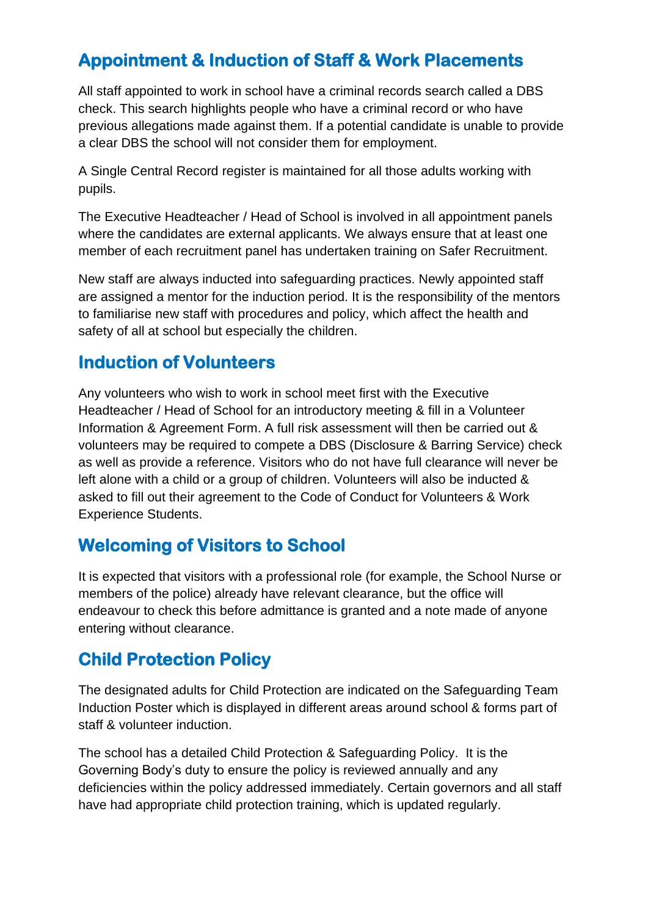## Appointment & Induction of Staff & Work Placements

All staff appointed to work in school have a criminal records search called a DBS check. This search highlights people who have a criminal record or who have previous allegations made against them. If a potential candidate is unable to provide a clear DBS the school will not consider them for employment.

A Single Central Record register is maintained for all those adults working with pupils.

The Executive Headteacher / Head of School is involved in all appointment panels where the candidates are external applicants. We always ensure that at least one member of each recruitment panel has undertaken training on Safer Recruitment.

New staff are always inducted into safeguarding practices. Newly appointed staff are assigned a mentor for the induction period. It is the responsibility of the mentors to familiarise new staff with procedures and policy, which affect the health and safety of all at school but especially the children.

## Induction of Volunteers

Any volunteers who wish to work in school meet first with the Executive Headteacher / Head of School for an introductory meeting & fill in a Volunteer Information & Agreement Form. A full risk assessment will then be carried out & volunteers may be required to compete a DBS (Disclosure & Barring Service) check as well as provide a reference. Visitors who do not have full clearance will never be left alone with a child or a group of children. Volunteers will also be inducted & asked to fill out their agreement to the Code of Conduct for Volunteers & Work Experience Students.

## Welcoming of Visitors to School

It is expected that visitors with a professional role (for example, the School Nurse or members of the police) already have relevant clearance, but the office will endeavour to check this before admittance is granted and a note made of anyone entering without clearance.

## Child Protection Policy

The designated adults for Child Protection are indicated on the Safeguarding Team Induction Poster which is displayed in different areas around school & forms part of staff & volunteer induction.

The school has a detailed Child Protection & Safeguarding Policy. It is the Governing Body's duty to ensure the policy is reviewed annually and any deficiencies within the policy addressed immediately. Certain governors and all staff have had appropriate child protection training, which is updated regularly.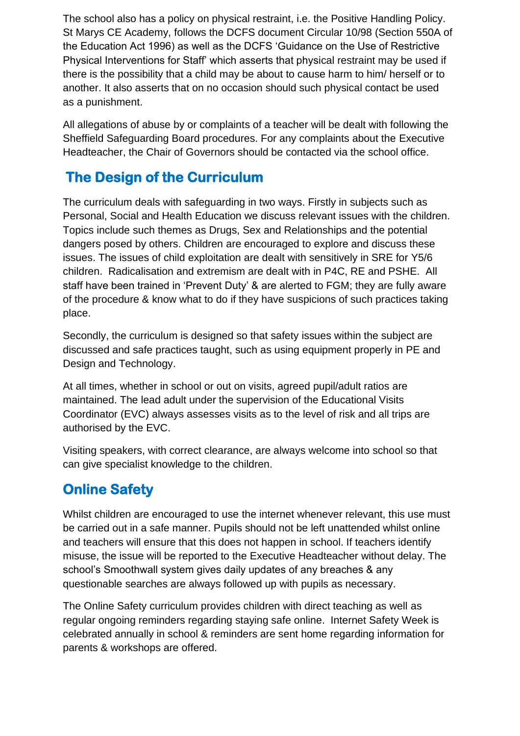The school also has a policy on physical restraint, i.e. the Positive Handling Policy. St Marys CE Academy, follows the DCFS document Circular 10/98 (Section 550A of the Education Act 1996) as well as the DCFS 'Guidance on the Use of Restrictive Physical Interventions for Staff' which asserts that physical restraint may be used if there is the possibility that a child may be about to cause harm to him/ herself or to another. It also asserts that on no occasion should such physical contact be used as a punishment.

All allegations of abuse by or complaints of a teacher will be dealt with following the Sheffield Safeguarding Board procedures. For any complaints about the Executive Headteacher, the Chair of Governors should be contacted via the school office.

## The Design of the Curriculum

The curriculum deals with safeguarding in two ways. Firstly in subjects such as Personal, Social and Health Education we discuss relevant issues with the children. Topics include such themes as Drugs, Sex and Relationships and the potential dangers posed by others. Children are encouraged to explore and discuss these issues. The issues of child exploitation are dealt with sensitively in SRE for Y5/6 children. Radicalisation and extremism are dealt with in P4C, RE and PSHE. All staff have been trained in 'Prevent Duty' & are alerted to FGM; they are fully aware of the procedure & know what to do if they have suspicions of such practices taking place.

Secondly, the curriculum is designed so that safety issues within the subject are discussed and safe practices taught, such as using equipment properly in PE and Design and Technology.

At all times, whether in school or out on visits, agreed pupil/adult ratios are maintained. The lead adult under the supervision of the Educational Visits Coordinator (EVC) always assesses visits as to the level of risk and all trips are authorised by the EVC.

Visiting speakers, with correct clearance, are always welcome into school so that can give specialist knowledge to the children.

## Online Safety

Whilst children are encouraged to use the internet whenever relevant, this use must be carried out in a safe manner. Pupils should not be left unattended whilst online and teachers will ensure that this does not happen in school. If teachers identify misuse, the issue will be reported to the Executive Headteacher without delay. The school's Smoothwall system gives daily updates of any breaches & any questionable searches are always followed up with pupils as necessary.

The Online Safety curriculum provides children with direct teaching as well as regular ongoing reminders regarding staying safe online. Internet Safety Week is celebrated annually in school & reminders are sent home regarding information for parents & workshops are offered.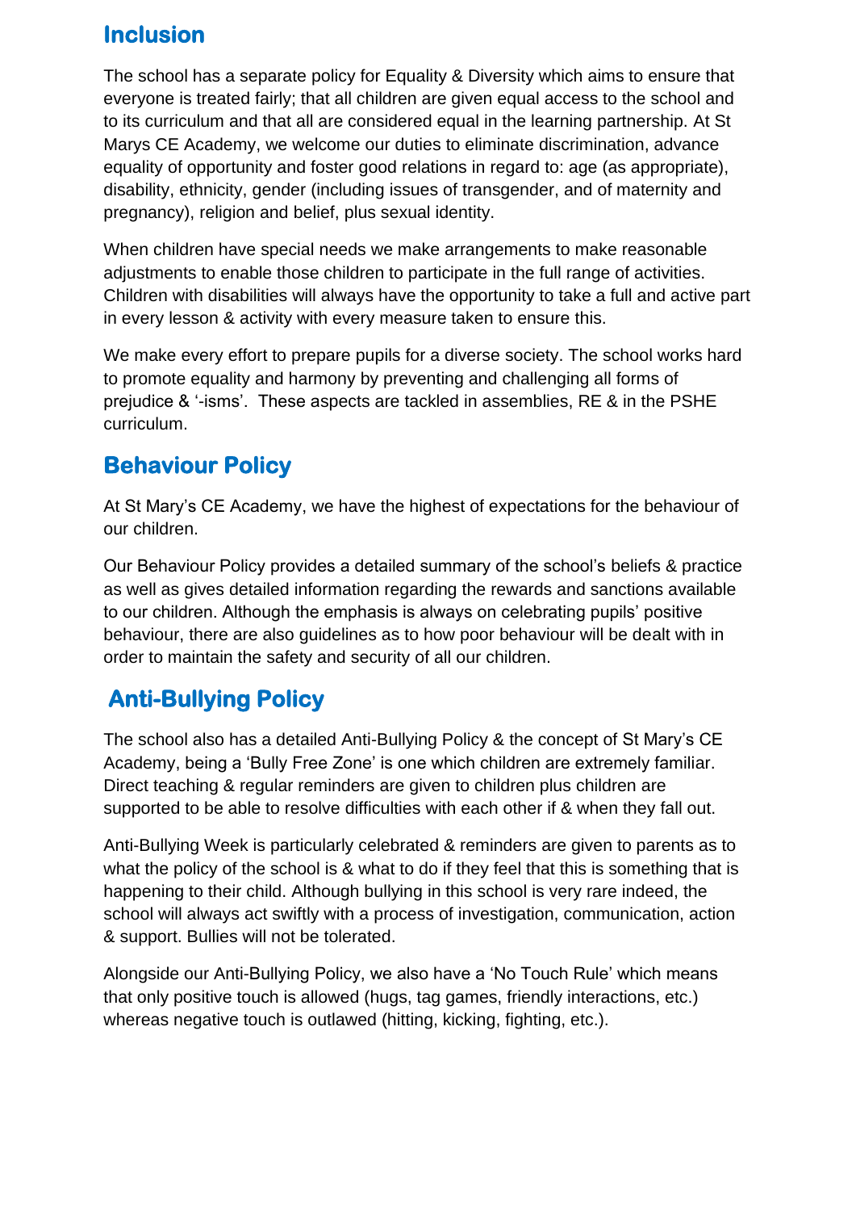## Inclusion

The school has a separate policy for Equality & Diversity which aims to ensure that everyone is treated fairly; that all children are given equal access to the school and to its curriculum and that all are considered equal in the learning partnership. At St Marys CE Academy, we welcome our duties to eliminate discrimination, advance equality of opportunity and foster good relations in regard to: age (as appropriate), disability, ethnicity, gender (including issues of transgender, and of maternity and pregnancy), religion and belief, plus sexual identity.

When children have special needs we make arrangements to make reasonable adjustments to enable those children to participate in the full range of activities. Children with disabilities will always have the opportunity to take a full and active part in every lesson & activity with every measure taken to ensure this.

We make every effort to prepare pupils for a diverse society. The school works hard to promote equality and harmony by preventing and challenging all forms of prejudice & '-isms'. These aspects are tackled in assemblies, RE & in the PSHE curriculum.

## Behaviour Policy

At St Mary's CE Academy, we have the highest of expectations for the behaviour of our children.

Our Behaviour Policy provides a detailed summary of the school's beliefs & practice as well as gives detailed information regarding the rewards and sanctions available to our children. Although the emphasis is always on celebrating pupils' positive behaviour, there are also guidelines as to how poor behaviour will be dealt with in order to maintain the safety and security of all our children.

## Anti-Bullying Policy

The school also has a detailed Anti-Bullying Policy & the concept of St Mary's CE Academy, being a 'Bully Free Zone' is one which children are extremely familiar. Direct teaching & regular reminders are given to children plus children are supported to be able to resolve difficulties with each other if & when they fall out.

Anti-Bullying Week is particularly celebrated & reminders are given to parents as to what the policy of the school is & what to do if they feel that this is something that is happening to their child. Although bullying in this school is very rare indeed, the school will always act swiftly with a process of investigation, communication, action & support. Bullies will not be tolerated.

Alongside our Anti-Bullying Policy, we also have a 'No Touch Rule' which means that only positive touch is allowed (hugs, tag games, friendly interactions, etc.) whereas negative touch is outlawed (hitting, kicking, fighting, etc.).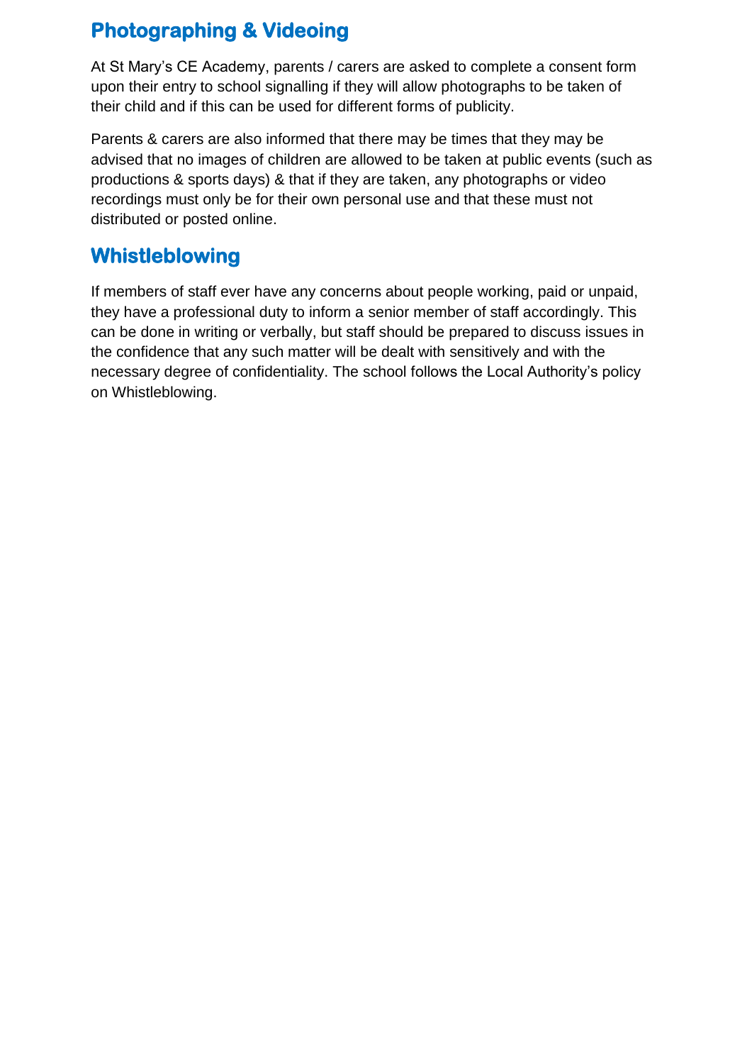## Photographing & Videoing

At St Mary's CE Academy, parents / carers are asked to complete a consent form upon their entry to school signalling if they will allow photographs to be taken of their child and if this can be used for different forms of publicity.

Parents & carers are also informed that there may be times that they may be advised that no images of children are allowed to be taken at public events (such as productions & sports days) & that if they are taken, any photographs or video recordings must only be for their own personal use and that these must not distributed or posted online.

## Whistleblowing

If members of staff ever have any concerns about people working, paid or unpaid, they have a professional duty to inform a senior member of staff accordingly. This can be done in writing or verbally, but staff should be prepared to discuss issues in the confidence that any such matter will be dealt with sensitively and with the necessary degree of confidentiality. The school follows the Local Authority's policy on Whistleblowing.